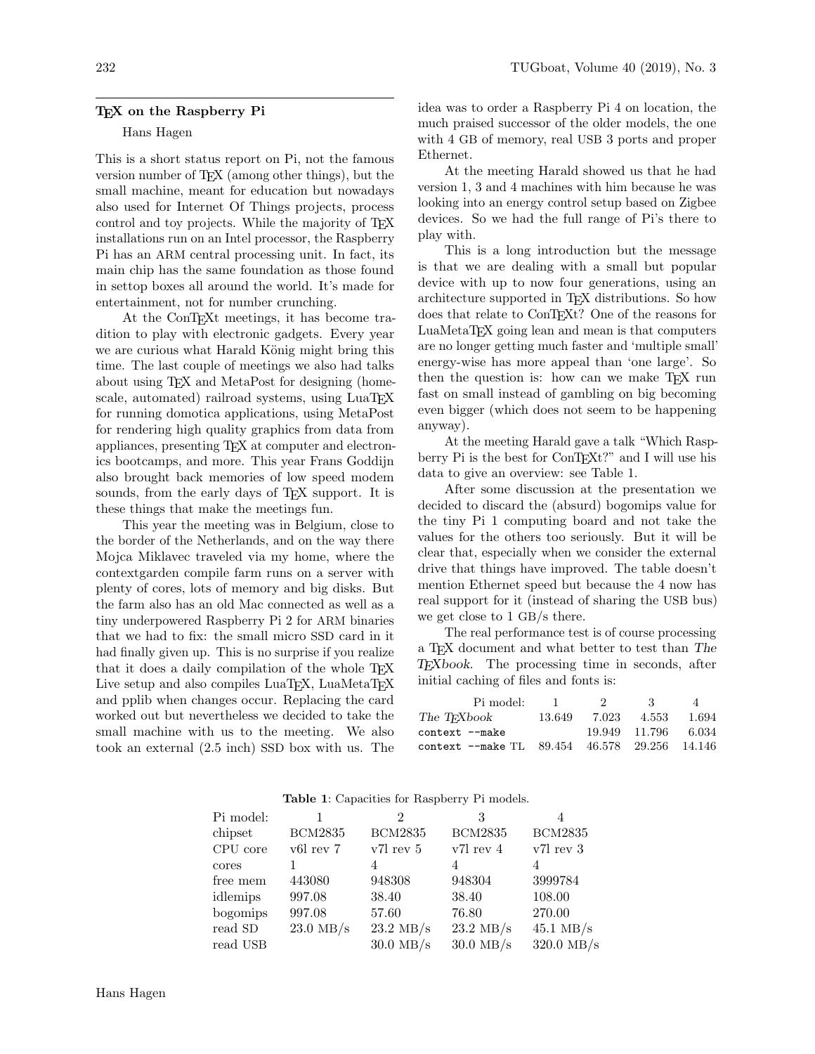## TeX on the Raspberry Pi

Hans Hagen

This is a short status report on Pi, not the famous version number of TeX (among other things), but the small machine, meant for education but nowadays also used for Internet Of Things projects, process control and toy projects. While the majority of TeX installations run on an Intel processor, the Raspberry Pi has an ARM central processing unit. In fact, its main chip has the same foundation as those found in settop boxes all around the world. It's made for entertainment, not for number crunching.

At the ConTeXt meetings, it has become tradition to play with electronic gadgets. Every year we are curious what Harald König might bring this time. The last couple of meetings we also had talks about using TeX and MetaPost for designing (home-scale, automated) railroad systems, using LuaTeX for running domotica applications, using MetaPost for rendering high quality graphics from data from appliances, presenting TeX at computer and electronics bootcamps, and more. This year Frans Goddijn also brought back memories of low speed modem sounds, from the early days of TeX support. It is these things that make the meetings fun.

This year the meeting was in Belgium, close to the border of the Netherlands, and on the way there Mojca Miklavec traveled via my home, where the contextgarden compile farm runs on a server with plenty of cores, lots of memory and big disks. But the farm also has an old Mac connected as well as a tiny underpowered Raspberry Pi 2 for ARM binaries that we had to fix: the small micro SSD card in it had finally given up. This is no surprise if you realize that it does a daily compilation of the whole TeX Live setup and also compiles LuaTeX, LuaMetaTeX and pplib when changes occur. Replacing the card worked out but nevertheless we decided to take the small machine with us to the meeting. We also took an external (2.5 inch) SSD box with us. The idea was to order a Raspberry Pi 4 on location, the much praised successor of the older models, the one with 4 GB of memory, real USB 3 ports and proper Ethernet.

At the meeting Harald showed us that he had version 1, 3 and 4 machines with him because he was looking into an energy control setup based on Zigbee devices. So we had the full range of Pi's there to play with.

This is a long introduction but the message is that we are dealing with a small but popular device with up to now four generations, using an architecture supported in TeX distributions. So how does that relate to ConTeXt? One of the reasons for LuaMetaTeX going lean and mean is that computers are no longer getting much faster and 'multiple small' energy-wise has more appeal than 'one large'. So then the question is: how can we make TeX run fast on small instead of gambling on big becoming even bigger (which does not seem to be happening anyway).

At the meeting Harald gave a talk "Which Raspberry Pi is the best for ConTeXt?" and I will use his data to give an overview: see Table 1.

After some discussion at the presentation we decided to discard the (absurd) bogomips value for the tiny Pi 1 computing board and not take the values for the others too seriously. But it will be clear that, especially when we consider the external drive that things have improved. The table doesn't mention Ethernet speed but because the 4 now has real support for it (instead of sharing the USB bus) we get close to 1 GB/s there.

The real performance test is of course processing a TeX document and what better to test than *The TeXbook*. The processing time in seconds, after initial caching of files and fonts is:

| Pi model: | 1 | 2 | 3 | 4 |
|---|---|---|---|---|
| *The TeXbook* | 13.649 | 7.023 | 4.553 | 1.694 |
| `context --make` | | 19.949 | 11.796 | 6.034 |
| `context --make` TL | 89.454 | 46.578 | 29.256 | 14.146 |

**Table 1**: Capacities for Raspberry Pi models.

| Pi model: | 1 | 2 | 3 | 4 |
|---|---|---|---|---|
| chipset | BCM2835 | BCM2835 | BCM2835 | BCM2835 |
| CPU core | v6l rev 7 | v7l rev 5 | v7l rev 4 | v7l rev 3 |
| cores | 1 | 4 | 4 | 4 |
| free mem | 443080 | 948308 | 948304 | 3999784 |
| idlemips | 997.08 | 38.40 | 38.40 | 108.00 |
| bogomips | 997.08 | 57.60 | 76.80 | 270.00 |
| read SD | 23.0 MB/s | 23.2 MB/s | 23.2 MB/s | 45.1 MB/s |
| read USB | | 30.0 MB/s | 30.0 MB/s | 320.0 MB/s |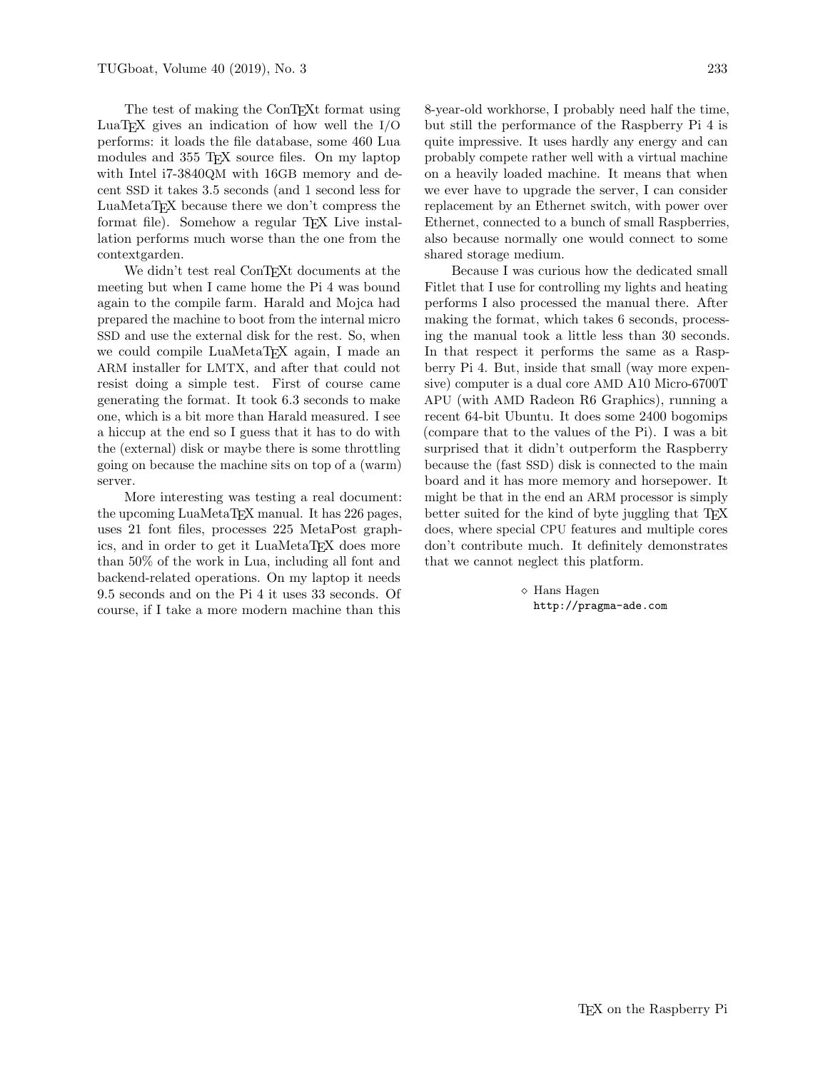The test of making the ConTEXt format using LuaTEX gives an indication of how well the I/O performs: it loads the file database, some 460 Lua modules and 355 TEX source files. On my laptop with Intel i7-3840QM with 16GB memory and decent SSD it takes 3.5 seconds (and 1 second less for LuaMetaTEX because there we don't compress the format file). Somehow a regular TEX Live installation performs much worse than the one from the contextgarden.

We didn't test real ConTEXt documents at the meeting but when I came home the Pi 4 was bound again to the compile farm. Harald and Mojca had prepared the machine to boot from the internal micro SSD and use the external disk for the rest. So, when we could compile LuaMetaTEX again, I made an ARM installer for LMTX, and after that could not resist doing a simple test. First of course came generating the format. It took 6.3 seconds to make one, which is a bit more than Harald measured. I see a hiccup at the end so I guess that it has to do with the (external) disk or maybe there is some throttling going on because the machine sits on top of a (warm) server.

More interesting was testing a real document: the upcoming LuaMetaTEX manual. It has 226 pages, uses 21 font files, processes 225 MetaPost graphics, and in order to get it LuaMetaTEX does more than 50% of the work in Lua, including all font and backend-related operations. On my laptop it needs 9.5 seconds and on the Pi 4 it uses 33 seconds. Of course, if I take a more modern machine than this 8-year-old workhorse, I probably need half the time, but still the performance of the Raspberry Pi 4 is quite impressive. It uses hardly any energy and can probably compete rather well with a virtual machine on a heavily loaded machine. It means that when we ever have to upgrade the server, I can consider replacement by an Ethernet switch, with power over Ethernet, connected to a bunch of small Raspberries, also because normally one would connect to some shared storage medium.

Because I was curious how the dedicated small Fitlet that I use for controlling my lights and heating performs I also processed the manual there. After making the format, which takes 6 seconds, processing the manual took a little less than 30 seconds. In that respect it performs the same as a Raspberry Pi 4. But, inside that small (way more expensive) computer is a dual core AMD A10 Micro-6700T APU (with AMD Radeon R6 Graphics), running a recent 64-bit Ubuntu. It does some 2400 bogomips (compare that to the values of the Pi). I was a bit surprised that it didn't outperform the Raspberry because the (fast SSD) disk is connected to the main board and it has more memory and horsepower. It might be that in the end an ARM processor is simply better suited for the kind of byte juggling that TEX does, where special CPU features and multiple cores don't contribute much. It definitely demonstrates that we cannot neglect this platform.

⋄ Hans Hagen
`http://pragma-ade.com`